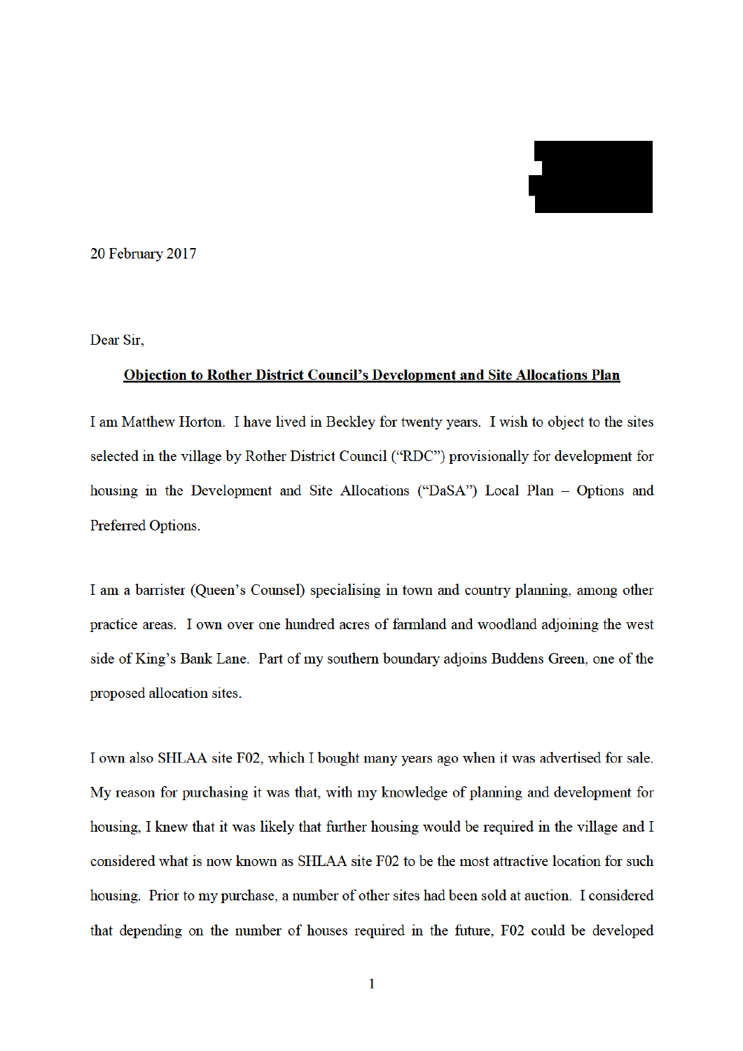20 February 2017

Dear Sir,

**<u>Objection to Rother District Council's Development and Site Allocations Plan</u>**

I am Matthew Horton. I have lived in Beckley for twenty years. I wish to object to the sites selected in the village by Rother District Council ("RDC") provisionally for development for housing in the Development and Site Allocations ("DaSA") Local Plan – Options and Preferred Options.

I am a barrister (Queen's Counsel) specialising in town and country planning, among other practice areas. I own over one hundred acres of farmland and woodland adjoining the west side of King's Bank Lane. Part of my southern boundary adjoins Buddens Green, one of the proposed allocation sites.

I own also SHLAA site F02, which I bought many years ago when it was advertised for sale. My reason for purchasing it was that, with my knowledge of planning and development for housing, I knew that it was likely that further housing would be required in the village and I considered what is now known as SHLAA site F02 to be the most attractive location for such housing. Prior to my purchase, a number of other sites had been sold at auction. I considered that depending on the number of houses required in the future, F02 could be developed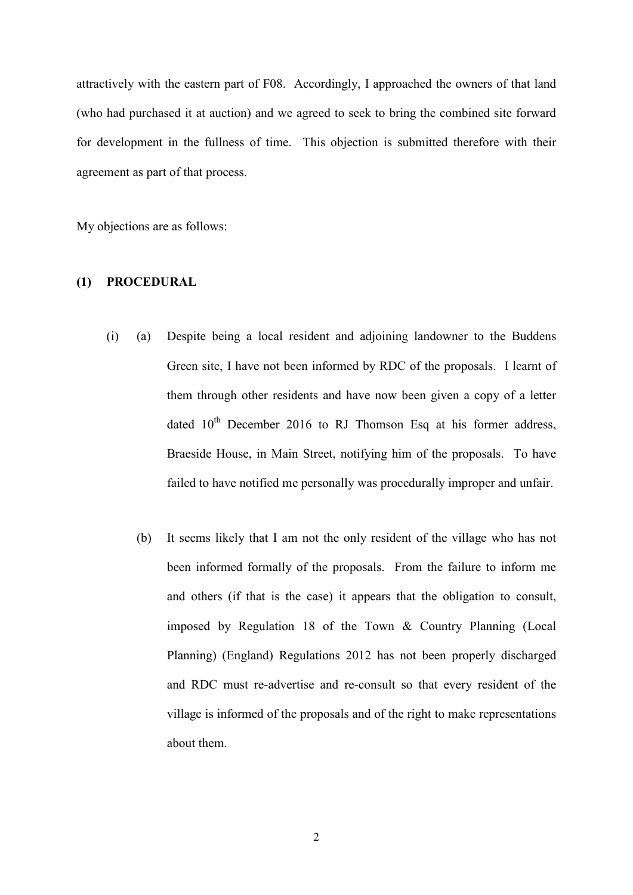attractively with the eastern part of F08. Accordingly, I approached the owners of that land (who had purchased it at auction) and we agreed to seek to bring the combined site forward for development in the fullness of time. This objection is submitted therefore with their agreement as part of that process.

My objections are as follows:

**(1) PROCEDURAL**

(i) (a) Despite being a local resident and adjoining landowner to the Buddens Green site, I have not been informed by RDC of the proposals. I learnt of them through other residents and have now been given a copy of a letter dated 10th December 2016 to RJ Thomson Esq at his former address, Braeside House, in Main Street, notifying him of the proposals. To have failed to have notified me personally was procedurally improper and unfair.

(b) It seems likely that I am not the only resident of the village who has not been informed formally of the proposals. From the failure to inform me and others (if that is the case) it appears that the obligation to consult, imposed by Regulation 18 of the Town & Country Planning (Local Planning) (England) Regulations 2012 has not been properly discharged and RDC must re-advertise and re-consult so that every resident of the village is informed of the proposals and of the right to make representations about them.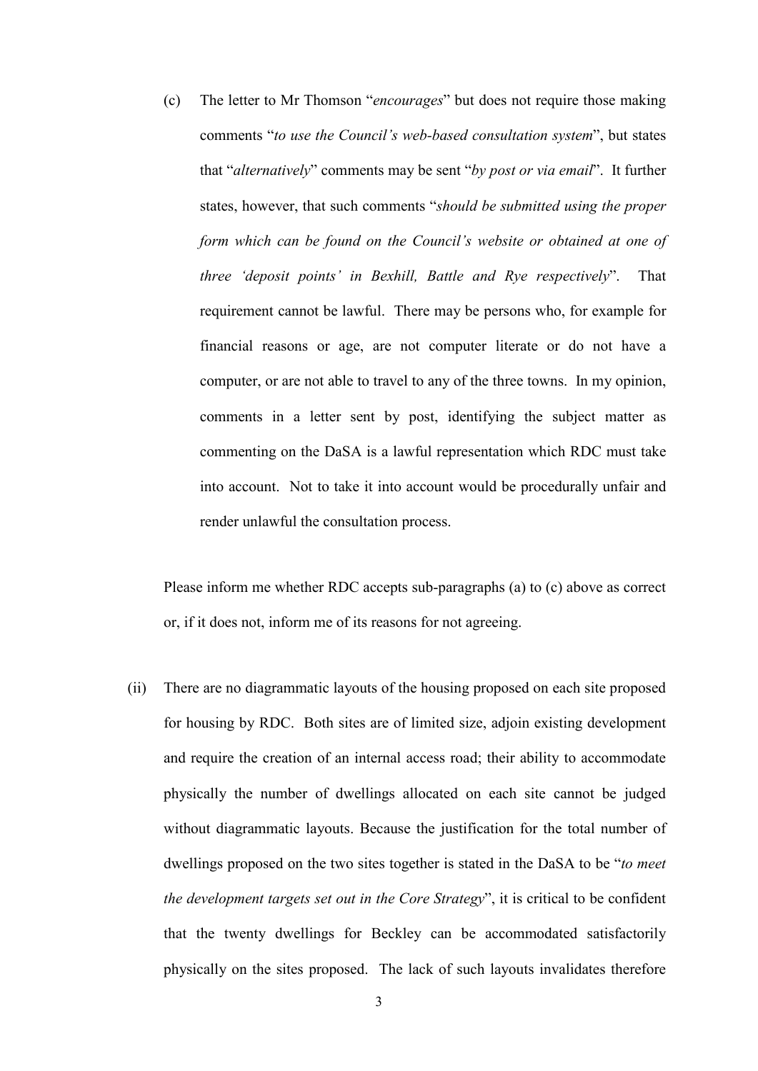(c) The letter to Mr Thomson "*encourages*" but does not require those making comments "*to use the Council's web-based consultation system*", but states that "*alternatively*" comments may be sent "*by post or via email*". It further states, however, that such comments "*should be submitted using the proper form which can be found on the Council's website or obtained at one of three 'deposit points' in Bexhill, Battle and Rye respectively*". That requirement cannot be lawful. There may be persons who, for example for financial reasons or age, are not computer literate or do not have a computer, or are not able to travel to any of the three towns. In my opinion, comments in a letter sent by post, identifying the subject matter as commenting on the DaSA is a lawful representation which RDC must take into account. Not to take it into account would be procedurally unfair and render unlawful the consultation process.

Please inform me whether RDC accepts sub-paragraphs (a) to (c) above as correct or, if it does not, inform me of its reasons for not agreeing.

(ii) There are no diagrammatic layouts of the housing proposed on each site proposed for housing by RDC. Both sites are of limited size, adjoin existing development and require the creation of an internal access road; their ability to accommodate physically the number of dwellings allocated on each site cannot be judged without diagrammatic layouts. Because the justification for the total number of dwellings proposed on the two sites together is stated in the DaSA to be "*to meet the development targets set out in the Core Strategy*", it is critical to be confident that the twenty dwellings for Beckley can be accommodated satisfactorily physically on the sites proposed. The lack of such layouts invalidates therefore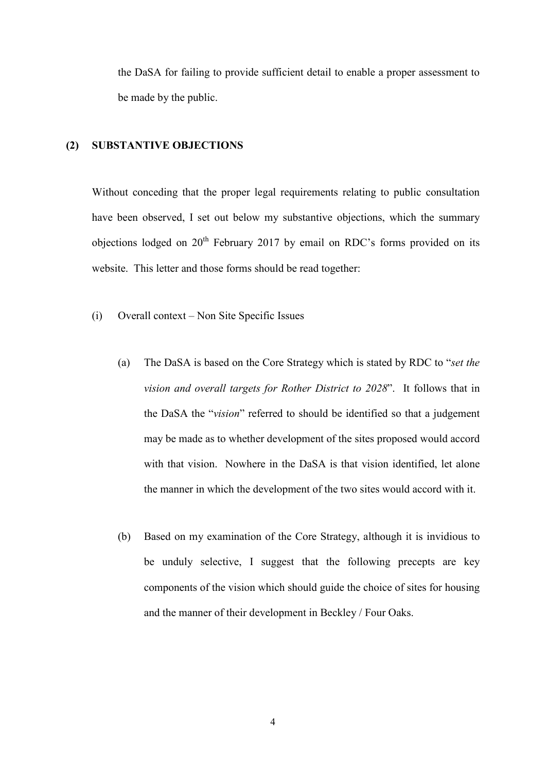the DaSA for failing to provide sufficient detail to enable a proper assessment to be made by the public.

## (2) SUBSTANTIVE OBJECTIONS

Without conceding that the proper legal requirements relating to public consultation have been observed, I set out below my substantive objections, which the summary objections lodged on 20th February 2017 by email on RDC's forms provided on its website. This letter and those forms should be read together:

(i) Overall context – Non Site Specific Issues

(a) The DaSA is based on the Core Strategy which is stated by RDC to "*set the vision and overall targets for Rother District to 2028*". It follows that in the DaSA the "*vision*" referred to should be identified so that a judgement may be made as to whether development of the sites proposed would accord with that vision. Nowhere in the DaSA is that vision identified, let alone the manner in which the development of the two sites would accord with it.

(b) Based on my examination of the Core Strategy, although it is invidious to be unduly selective, I suggest that the following precepts are key components of the vision which should guide the choice of sites for housing and the manner of their development in Beckley / Four Oaks.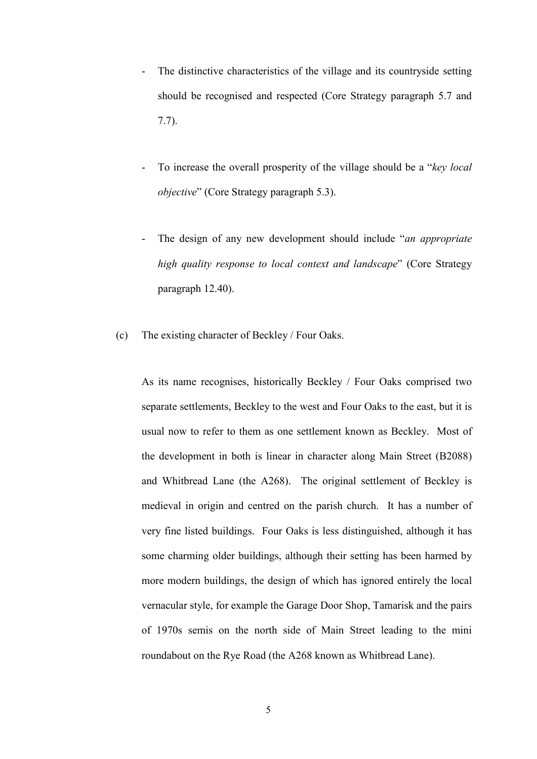- The distinctive characteristics of the village and its countryside setting should be recognised and respected (Core Strategy paragraph 5.7 and 7.7).

- To increase the overall prosperity of the village should be a "*key local objective*" (Core Strategy paragraph 5.3).

- The design of any new development should include "*an appropriate high quality response to local context and landscape*" (Core Strategy paragraph 12.40).

(c) The existing character of Beckley / Four Oaks.

As its name recognises, historically Beckley / Four Oaks comprised two separate settlements, Beckley to the west and Four Oaks to the east, but it is usual now to refer to them as one settlement known as Beckley. Most of the development in both is linear in character along Main Street (B2088) and Whitbread Lane (the A268). The original settlement of Beckley is medieval in origin and centred on the parish church. It has a number of very fine listed buildings. Four Oaks is less distinguished, although it has some charming older buildings, although their setting has been harmed by more modern buildings, the design of which has ignored entirely the local vernacular style, for example the Garage Door Shop, Tamarisk and the pairs of 1970s semis on the north side of Main Street leading to the mini roundabout on the Rye Road (the A268 known as Whitbread Lane).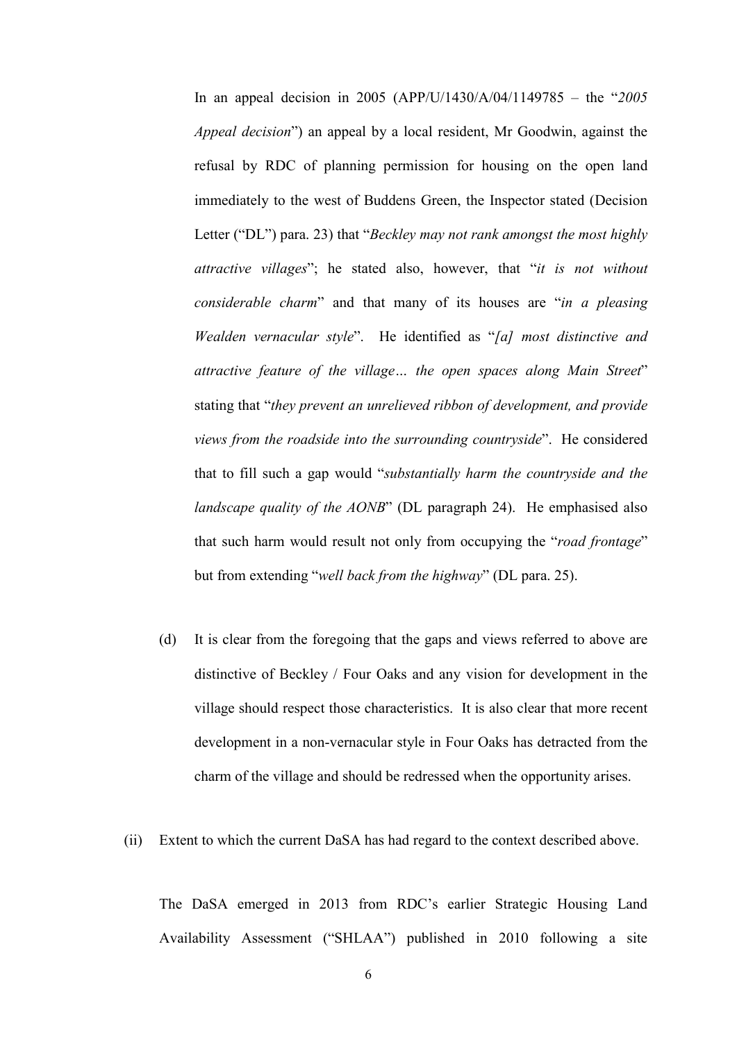In an appeal decision in 2005 (APP/U/1430/A/04/1149785 – the "*2005 Appeal decision*") an appeal by a local resident, Mr Goodwin, against the refusal by RDC of planning permission for housing on the open land immediately to the west of Buddens Green, the Inspector stated (Decision Letter ("DL") para. 23) that "*Beckley may not rank amongst the most highly attractive villages*"; he stated also, however, that "*it is not without considerable charm*" and that many of its houses are "*in a pleasing Wealden vernacular style*". He identified as "*[a] most distinctive and attractive feature of the village… the open spaces along Main Street*" stating that "*they prevent an unrelieved ribbon of development, and provide views from the roadside into the surrounding countryside*". He considered that to fill such a gap would "*substantially harm the countryside and the landscape quality of the AONB*" (DL paragraph 24). He emphasised also that such harm would result not only from occupying the "*road frontage*" but from extending "*well back from the highway*" (DL para. 25).

(d) It is clear from the foregoing that the gaps and views referred to above are distinctive of Beckley / Four Oaks and any vision for development in the village should respect those characteristics. It is also clear that more recent development in a non-vernacular style in Four Oaks has detracted from the charm of the village and should be redressed when the opportunity arises.

(ii) Extent to which the current DaSA has had regard to the context described above.

The DaSA emerged in 2013 from RDC's earlier Strategic Housing Land Availability Assessment ("SHLAA") published in 2010 following a site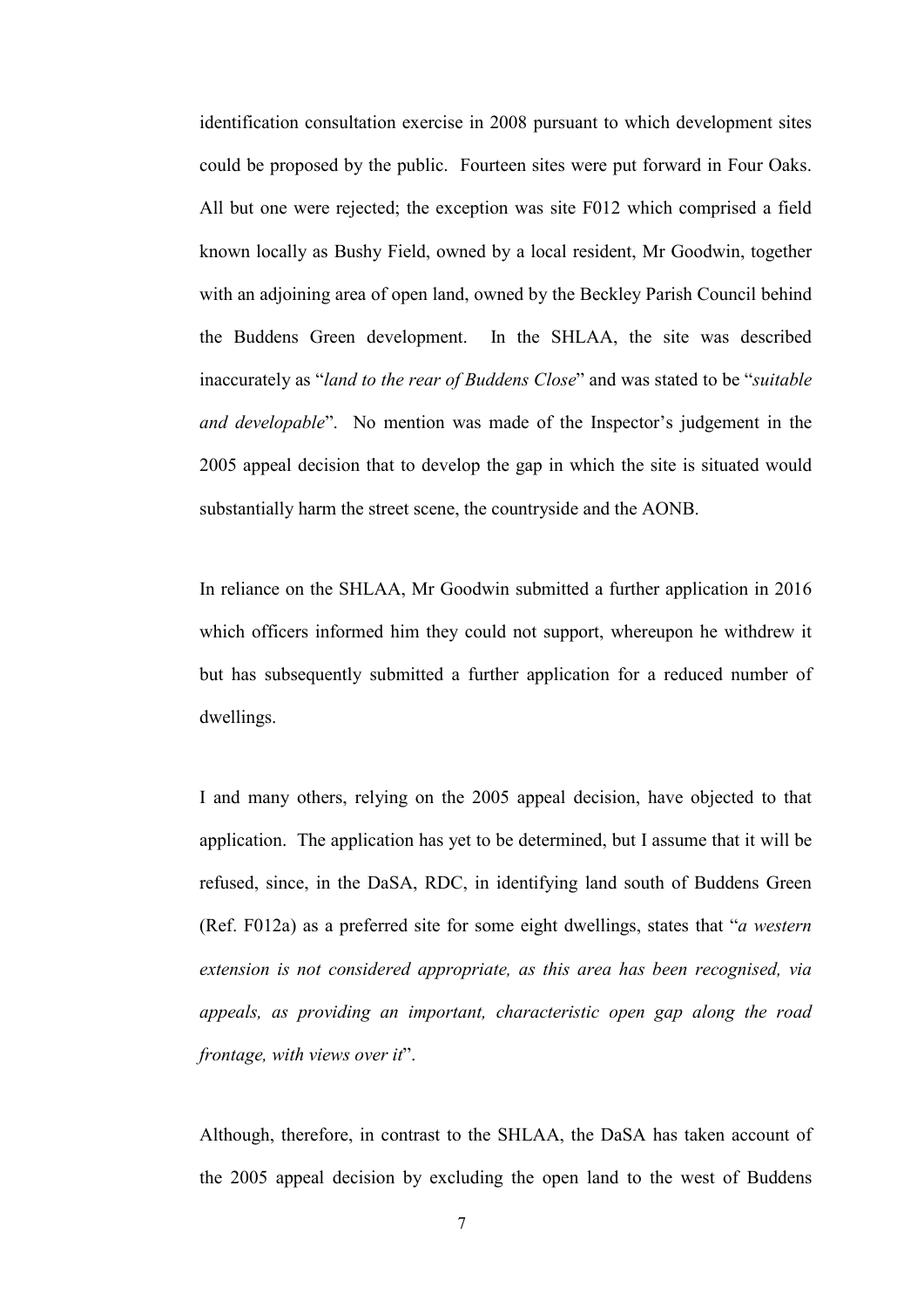identification consultation exercise in 2008 pursuant to which development sites could be proposed by the public. Fourteen sites were put forward in Four Oaks. All but one were rejected; the exception was site F012 which comprised a field known locally as Bushy Field, owned by a local resident, Mr Goodwin, together with an adjoining area of open land, owned by the Beckley Parish Council behind the Buddens Green development. In the SHLAA, the site was described inaccurately as "*land to the rear of Buddens Close*" and was stated to be "*suitable and developable*". No mention was made of the Inspector's judgement in the 2005 appeal decision that to develop the gap in which the site is situated would substantially harm the street scene, the countryside and the AONB.

In reliance on the SHLAA, Mr Goodwin submitted a further application in 2016 which officers informed him they could not support, whereupon he withdrew it but has subsequently submitted a further application for a reduced number of dwellings.

I and many others, relying on the 2005 appeal decision, have objected to that application. The application has yet to be determined, but I assume that it will be refused, since, in the DaSA, RDC, in identifying land south of Buddens Green (Ref. F012a) as a preferred site for some eight dwellings, states that "*a western extension is not considered appropriate, as this area has been recognised, via appeals, as providing an important, characteristic open gap along the road frontage, with views over it*".

Although, therefore, in contrast to the SHLAA, the DaSA has taken account of the 2005 appeal decision by excluding the open land to the west of Buddens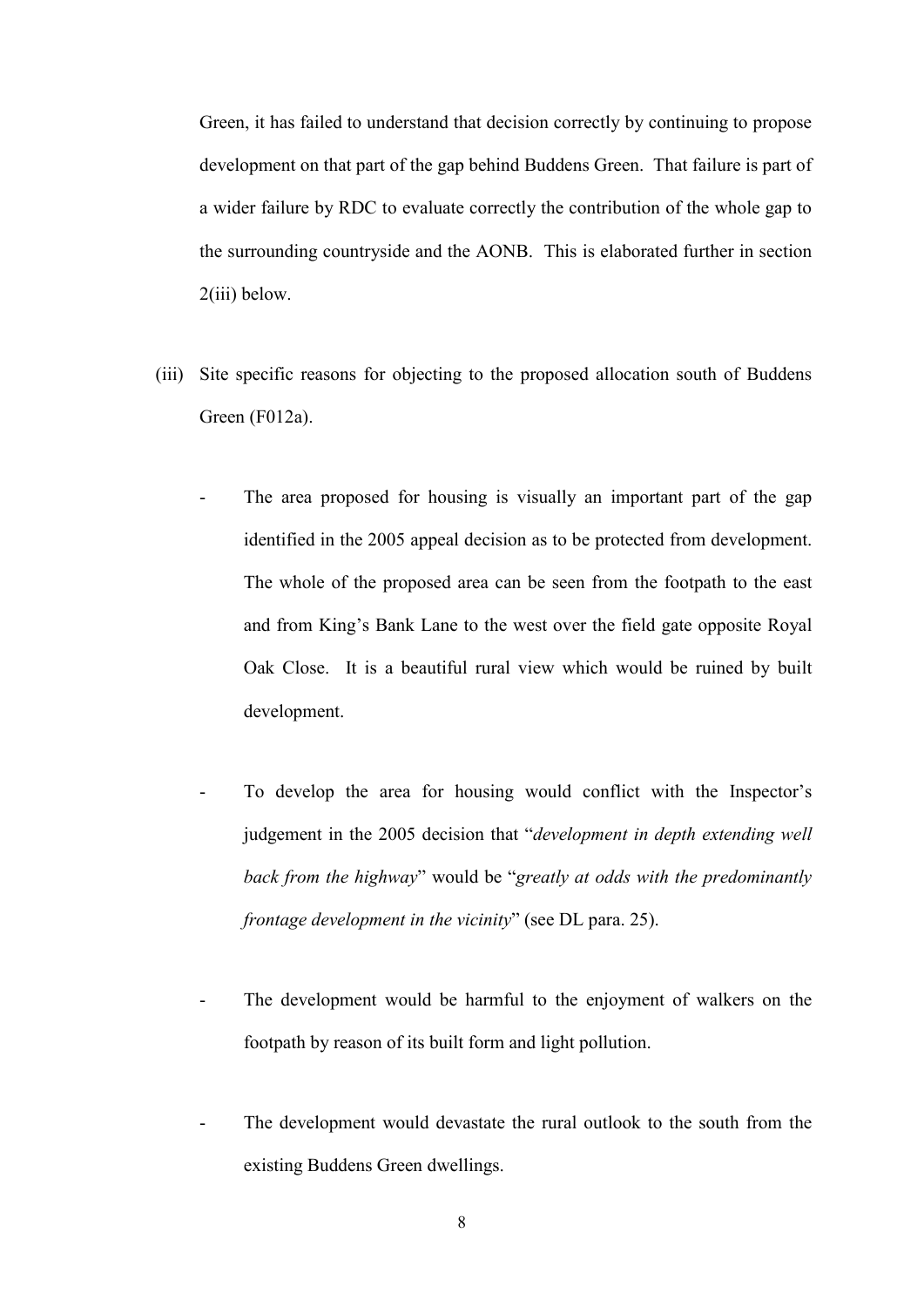Green, it has failed to understand that decision correctly by continuing to propose development on that part of the gap behind Buddens Green. That failure is part of a wider failure by RDC to evaluate correctly the contribution of the whole gap to the surrounding countryside and the AONB. This is elaborated further in section 2(iii) below.

(iii) Site specific reasons for objecting to the proposed allocation south of Buddens Green (F012a).

- The area proposed for housing is visually an important part of the gap identified in the 2005 appeal decision as to be protected from development. The whole of the proposed area can be seen from the footpath to the east and from King's Bank Lane to the west over the field gate opposite Royal Oak Close. It is a beautiful rural view which would be ruined by built development.

- To develop the area for housing would conflict with the Inspector's judgement in the 2005 decision that "*development in depth extending well back from the highway*" would be "*greatly at odds with the predominantly frontage development in the vicinity*" (see DL para. 25).

- The development would be harmful to the enjoyment of walkers on the footpath by reason of its built form and light pollution.

- The development would devastate the rural outlook to the south from the existing Buddens Green dwellings.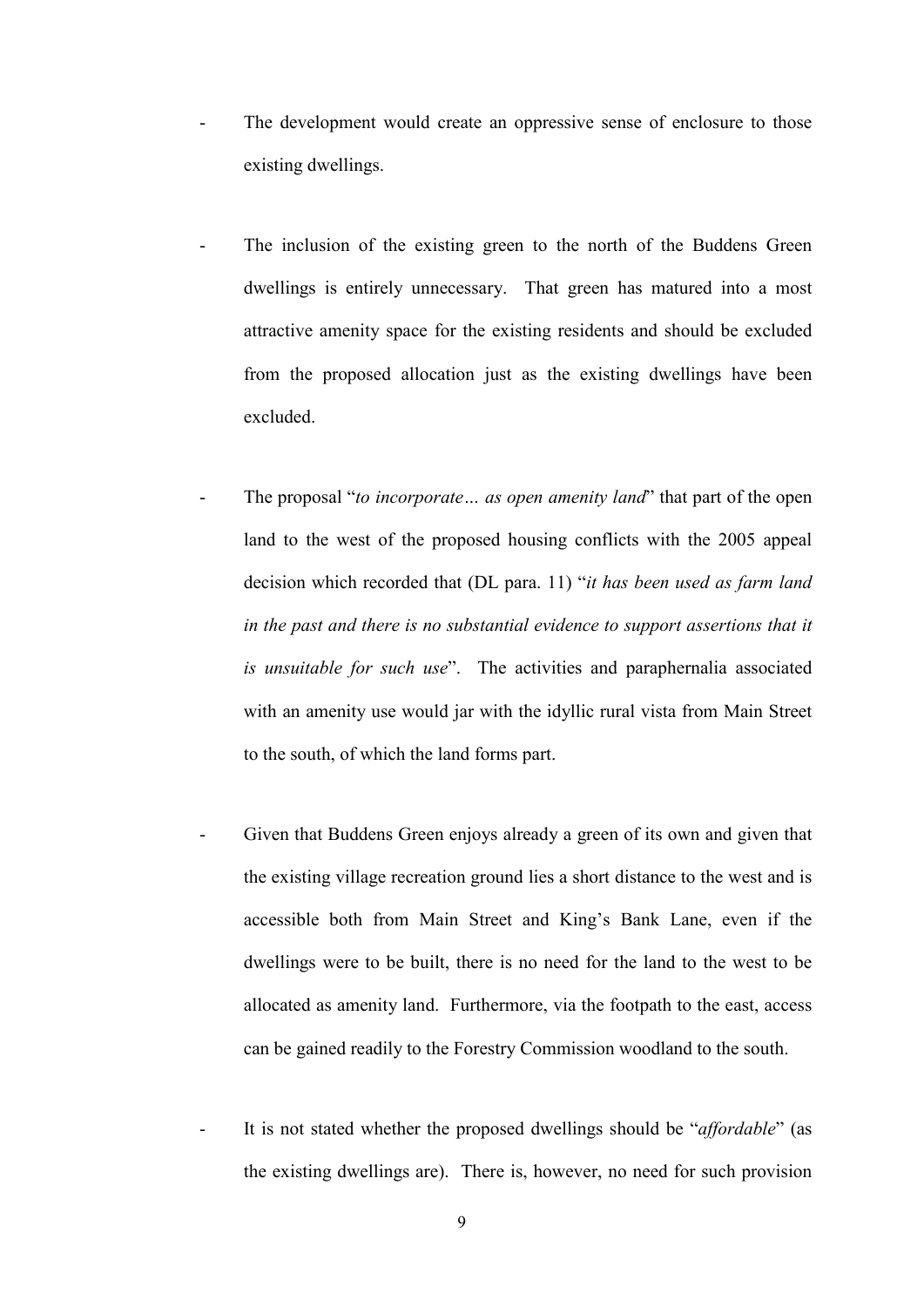- The development would create an oppressive sense of enclosure to those existing dwellings.

- The inclusion of the existing green to the north of the Buddens Green dwellings is entirely unnecessary. That green has matured into a most attractive amenity space for the existing residents and should be excluded from the proposed allocation just as the existing dwellings have been excluded.

- The proposal "*to incorporate… as open amenity land*" that part of the open land to the west of the proposed housing conflicts with the 2005 appeal decision which recorded that (DL para. 11) "*it has been used as farm land in the past and there is no substantial evidence to support assertions that it is unsuitable for such use*". The activities and paraphernalia associated with an amenity use would jar with the idyllic rural vista from Main Street to the south, of which the land forms part.

- Given that Buddens Green enjoys already a green of its own and given that the existing village recreation ground lies a short distance to the west and is accessible both from Main Street and King's Bank Lane, even if the dwellings were to be built, there is no need for the land to the west to be allocated as amenity land. Furthermore, via the footpath to the east, access can be gained readily to the Forestry Commission woodland to the south.

- It is not stated whether the proposed dwellings should be "*affordable*" (as the existing dwellings are). There is, however, no need for such provision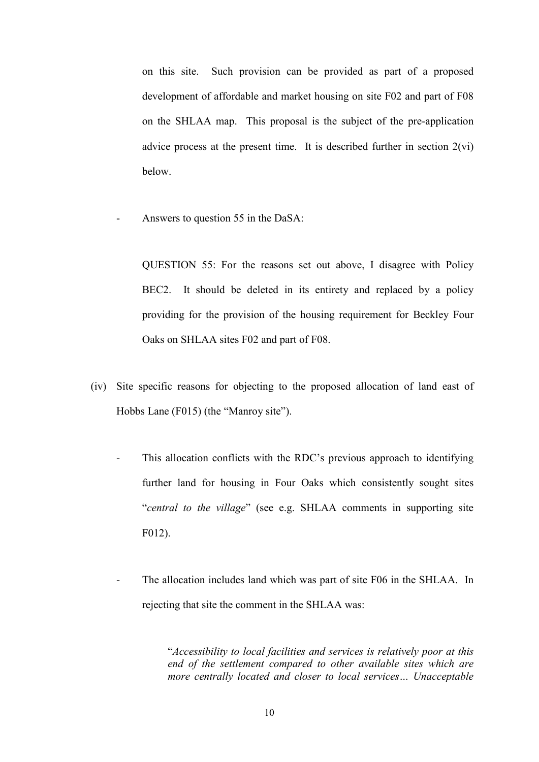on this site. Such provision can be provided as part of a proposed development of affordable and market housing on site F02 and part of F08 on the SHLAA map. This proposal is the subject of the pre-application advice process at the present time. It is described further in section 2(vi) below.

- Answers to question 55 in the DaSA:

  QUESTION 55: For the reasons set out above, I disagree with Policy BEC2. It should be deleted in its entirety and replaced by a policy providing for the provision of the housing requirement for Beckley Four Oaks on SHLAA sites F02 and part of F08.

(iv) Site specific reasons for objecting to the proposed allocation of land east of Hobbs Lane (F015) (the "Manroy site").

- This allocation conflicts with the RDC's previous approach to identifying further land for housing in Four Oaks which consistently sought sites "*central to the village*" (see e.g. SHLAA comments in supporting site F012).

- The allocation includes land which was part of site F06 in the SHLAA. In rejecting that site the comment in the SHLAA was:

  > "*Accessibility to local facilities and services is relatively poor at this end of the settlement compared to other available sites which are more centrally located and closer to local services… Unacceptable*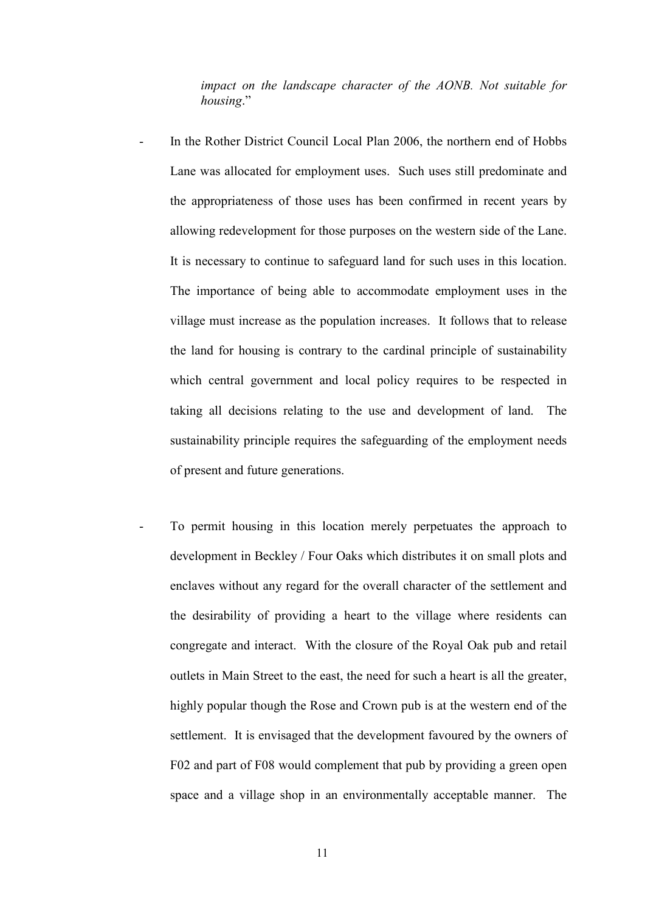*impact on the landscape character of the AONB. Not suitable for housing*."

- In the Rother District Council Local Plan 2006, the northern end of Hobbs Lane was allocated for employment uses. Such uses still predominate and the appropriateness of those uses has been confirmed in recent years by allowing redevelopment for those purposes on the western side of the Lane. It is necessary to continue to safeguard land for such uses in this location. The importance of being able to accommodate employment uses in the village must increase as the population increases. It follows that to release the land for housing is contrary to the cardinal principle of sustainability which central government and local policy requires to be respected in taking all decisions relating to the use and development of land. The sustainability principle requires the safeguarding of the employment needs of present and future generations.

- To permit housing in this location merely perpetuates the approach to development in Beckley / Four Oaks which distributes it on small plots and enclaves without any regard for the overall character of the settlement and the desirability of providing a heart to the village where residents can congregate and interact. With the closure of the Royal Oak pub and retail outlets in Main Street to the east, the need for such a heart is all the greater, highly popular though the Rose and Crown pub is at the western end of the settlement. It is envisaged that the development favoured by the owners of F02 and part of F08 would complement that pub by providing a green open space and a village shop in an environmentally acceptable manner. The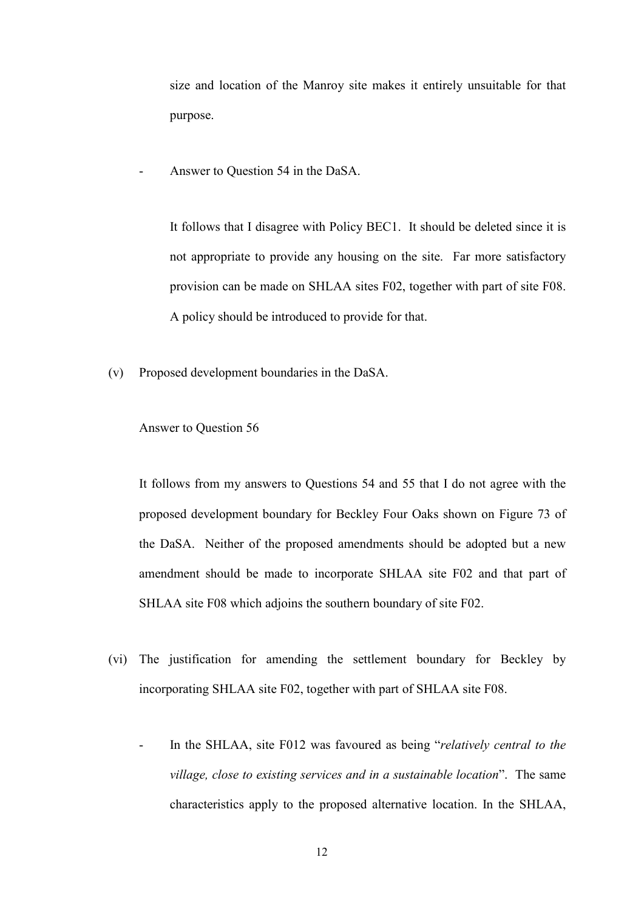size and location of the Manroy site makes it entirely unsuitable for that purpose.

- Answer to Question 54 in the DaSA.

  It follows that I disagree with Policy BEC1. It should be deleted since it is not appropriate to provide any housing on the site. Far more satisfactory provision can be made on SHLAA sites F02, together with part of site F08. A policy should be introduced to provide for that.

(v) Proposed development boundaries in the DaSA.

Answer to Question 56

It follows from my answers to Questions 54 and 55 that I do not agree with the proposed development boundary for Beckley Four Oaks shown on Figure 73 of the DaSA. Neither of the proposed amendments should be adopted but a new amendment should be made to incorporate SHLAA site F02 and that part of SHLAA site F08 which adjoins the southern boundary of site F02.

(vi) The justification for amending the settlement boundary for Beckley by incorporating SHLAA site F02, together with part of SHLAA site F08.

- In the SHLAA, site F012 was favoured as being "*relatively central to the village, close to existing services and in a sustainable location*". The same characteristics apply to the proposed alternative location. In the SHLAA,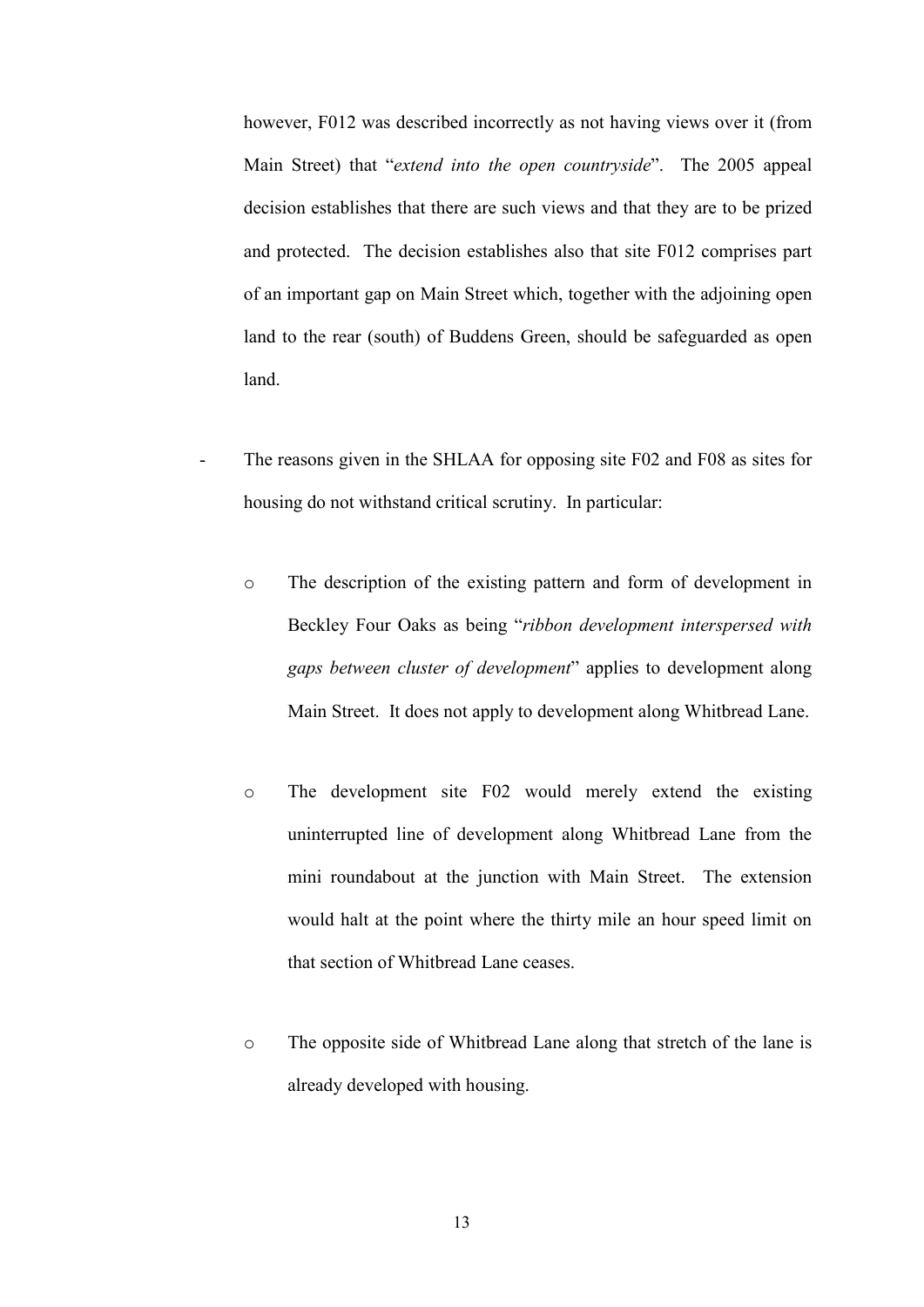however, F012 was described incorrectly as not having views over it (from Main Street) that "*extend into the open countryside*". The 2005 appeal decision establishes that there are such views and that they are to be prized and protected. The decision establishes also that site F012 comprises part of an important gap on Main Street which, together with the adjoining open land to the rear (south) of Buddens Green, should be safeguarded as open land.

- The reasons given in the SHLAA for opposing site F02 and F08 as sites for housing do not withstand critical scrutiny. In particular:

  - The description of the existing pattern and form of development in Beckley Four Oaks as being "*ribbon development interspersed with gaps between cluster of development*" applies to development along Main Street. It does not apply to development along Whitbread Lane.

  - The development site F02 would merely extend the existing uninterrupted line of development along Whitbread Lane from the mini roundabout at the junction with Main Street. The extension would halt at the point where the thirty mile an hour speed limit on that section of Whitbread Lane ceases.

  - The opposite side of Whitbread Lane along that stretch of the lane is already developed with housing.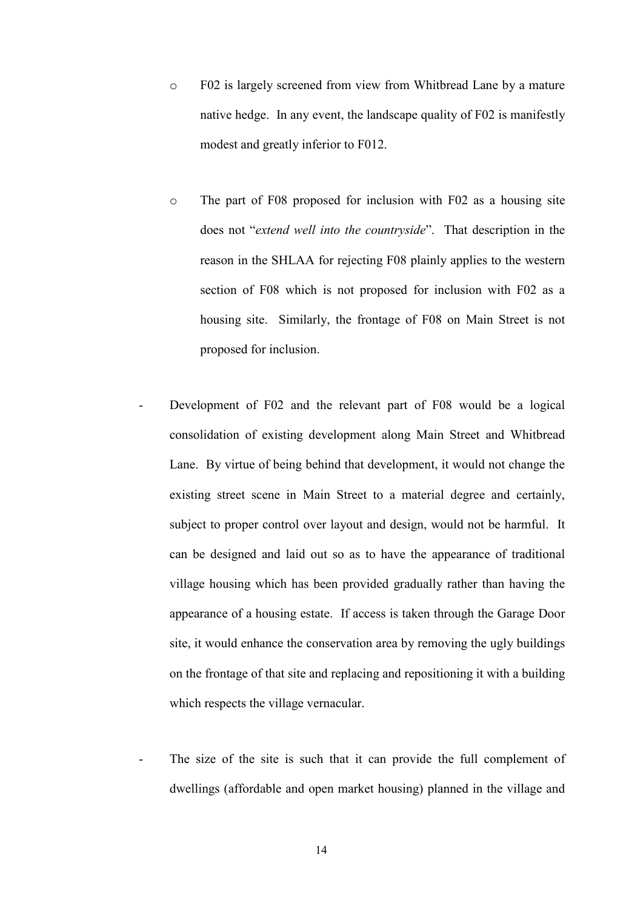- F02 is largely screened from view from Whitbread Lane by a mature native hedge. In any event, the landscape quality of F02 is manifestly modest and greatly inferior to F012.

  - The part of F08 proposed for inclusion with F02 as a housing site does not "*extend well into the countryside*". That description in the reason in the SHLAA for rejecting F08 plainly applies to the western section of F08 which is not proposed for inclusion with F02 as a housing site. Similarly, the frontage of F08 on Main Street is not proposed for inclusion.

- Development of F02 and the relevant part of F08 would be a logical consolidation of existing development along Main Street and Whitbread Lane. By virtue of being behind that development, it would not change the existing street scene in Main Street to a material degree and certainly, subject to proper control over layout and design, would not be harmful. It can be designed and laid out so as to have the appearance of traditional village housing which has been provided gradually rather than having the appearance of a housing estate. If access is taken through the Garage Door site, it would enhance the conservation area by removing the ugly buildings on the frontage of that site and replacing and repositioning it with a building which respects the village vernacular.

- The size of the site is such that it can provide the full complement of dwellings (affordable and open market housing) planned in the village and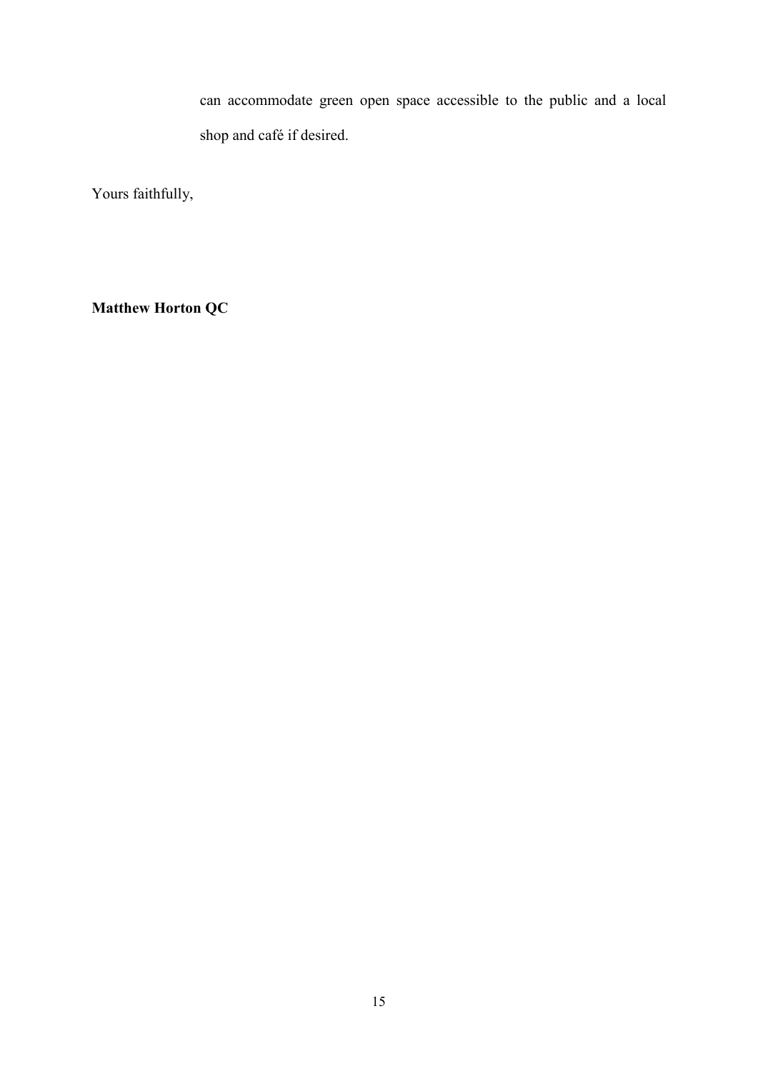can accommodate green open space accessible to the public and a local shop and café if desired.

Yours faithfully,

**Matthew Horton QC**